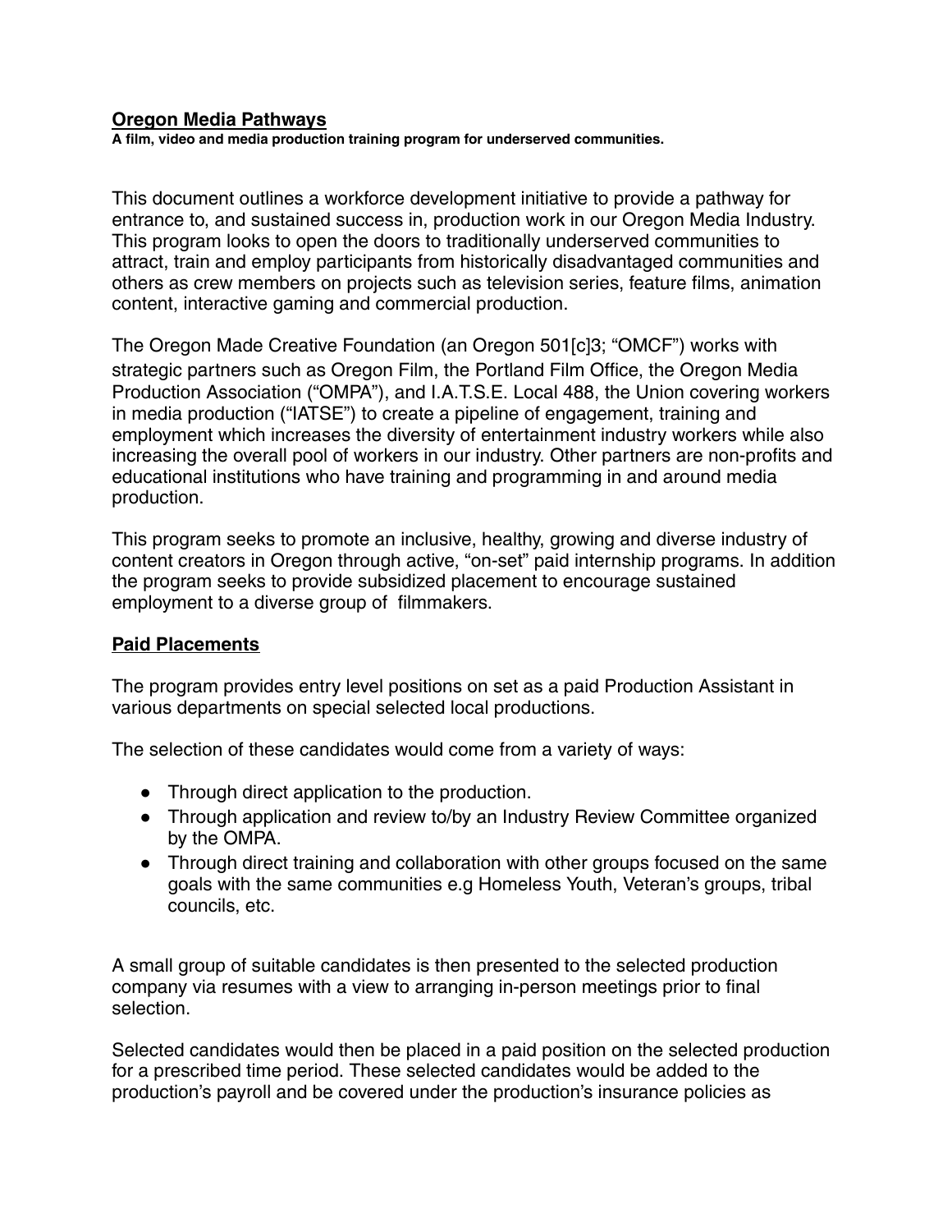**Oregon Media Pathways**

**A film, video and media production training program for underserved communities.**

This document outlines a workforce development initiative to provide a pathway for entrance to, and sustained success in, production work in our Oregon Media Industry. This program looks to open the doors to traditionally underserved communities to attract, train and employ participants from historically disadvantaged communities and others as crew members on projects such as television series, feature films, animation content, interactive gaming and commercial production.

The Oregon Made Creative Foundation (an Oregon 501[c]3; "OMCF") works with strategic partners such as Oregon Film, the Portland Film Office, the Oregon Media Production Association ("OMPA"), and I.A.T.S.E. Local 488, the Union covering workers in media production ("IATSE") to create a pipeline of engagement, training and employment which increases the diversity of entertainment industry workers while also increasing the overall pool of workers in our industry. Other partners are non-profits and educational institutions who have training and programming in and around media production.

This program seeks to promote an inclusive, healthy, growing and diverse industry of content creators in Oregon through active, "on-set" paid internship programs. In addition the program seeks to provide subsidized placement to encourage sustained employment to a diverse group of filmmakers.

**Paid Placements**

The program provides entry level positions on set as a paid Production Assistant in various departments on special selected local productions.

The selection of these candidates would come from a variety of ways:

- Through direct application to the production.
- Through application and review to/by an Industry Review Committee organized by the OMPA.
- Through direct training and collaboration with other groups focused on the same goals with the same communities e.g Homeless Youth, Veteran's groups, tribal councils, etc.

A small group of suitable candidates is then presented to the selected production company via resumes with a view to arranging in-person meetings prior to final selection.

Selected candidates would then be placed in a paid position on the selected production for a prescribed time period. These selected candidates would be added to the production's payroll and be covered under the production's insurance policies as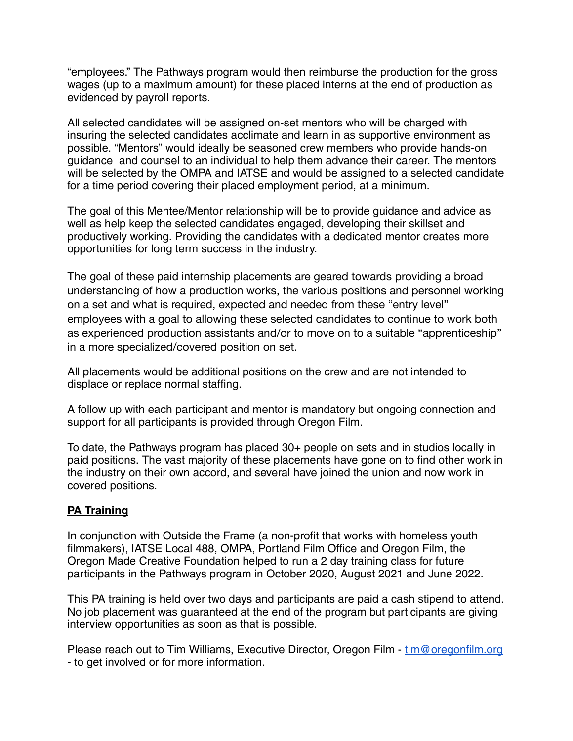"employees." The Pathways program would then reimburse the production for the gross wages (up to a maximum amount) for these placed interns at the end of production as evidenced by payroll reports.

All selected candidates will be assigned on-set mentors who will be charged with insuring the selected candidates acclimate and learn in as supportive environment as possible. "Mentors" would ideally be seasoned crew members who provide hands-on guidance  and counsel to an individual to help them advance their career. The mentors will be selected by the OMPA and IATSE and would be assigned to a selected candidate for a time period covering their placed employment period, at a minimum.

The goal of this Mentee/Mentor relationship will be to provide guidance and advice as well as help keep the selected candidates engaged, developing their skillset and productively working. Providing the candidates with a dedicated mentor creates more opportunities for long term success in the industry.

The goal of these paid internship placements are geared towards providing a broad understanding of how a production works, the various positions and personnel working on a set and what is required, expected and needed from these "entry level" employees with a goal to allowing these selected candidates to continue to work both as experienced production assistants and/or to move on to a suitable "apprenticeship" in a more specialized/covered position on set.

All placements would be additional positions on the crew and are not intended to displace or replace normal staffing.

A follow up with each participant and mentor is mandatory but ongoing connection and support for all participants is provided through Oregon Film.

To date, the Pathways program has placed 30+ people on sets and in studios locally in paid positions. The vast majority of these placements have gone on to find other work in the industry on their own accord, and several have joined the union and now work in covered positions.

**PA Training**

In conjunction with Outside the Frame (a non-profit that works with homeless youth filmmakers), IATSE Local 488, OMPA, Portland Film Office and Oregon Film, the Oregon Made Creative Foundation helped to run a 2 day training class for future participants in the Pathways program in October 2020, August 2021 and June 2022.

This PA training is held over two days and participants are paid a cash stipend to attend. No job placement was guaranteed at the end of the program but participants are giving interview opportunities as soon as that is possible.

Please reach out to Tim Williams, Executive Director, Oregon Film - [tim@oregonfilm.org](mailto:tim@oregonfilm.org) - to get involved or for more information.